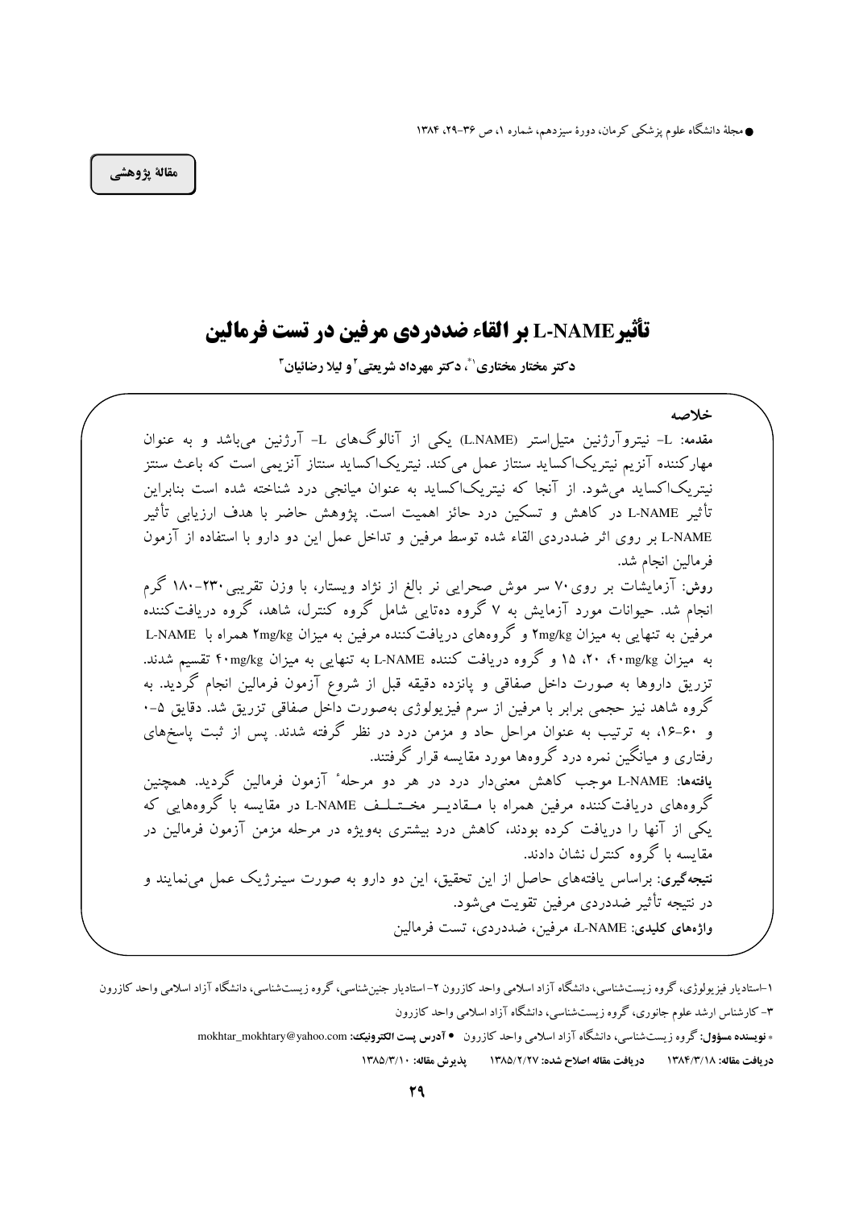مقالهٔ پژوهشی

# تأثیر L-NAME بر القاء ضددردی مرفین در تست فرمالین

**دکتر مختار مختاری[1*]، دکتر مهرداد شریعتی[2] و لیلا رضائیان[3]**

**خلاصه**

**مقدمه:** L- نیتروآرژنین متیل‌استر (L.NAME) یکی از آنالوگ‌های L- آرژنین می‌باشد و به عنوان مهارکننده آنزیم نیتریک‌اکساید سنتاز عمل می‌کند. نیتریک‌اکساید سنتاز آنزیمی است که باعث سنتز نیتریک‌اکساید می‌شود. از آنجا که نیتریک‌اکساید به عنوان میانجی درد شناخته شده است بنابراین تأثیر L-NAME در کاهش و تسکین درد حائز اهمیت است. پژوهش حاضر با هدف ارزیابی تأثیر L-NAME بر روی اثر ضددردی القاء شده توسط مرفین و تداخل عمل این دو دارو با استفاده از آزمون فرمالین انجام شد.

**روش:** آزمایشات بر روی ۷۰ سر موش صحرایی نر بالغ از نژاد ویستار، با وزن تقریبی ۲۳۰-۱۸۰ گرم انجام شد. حیوانات مورد آزمایش به ۷ گروه ده‌تایی شامل گروه کنترل، شاهد، گروه دریافت‌کننده مرفین به تنهایی به میزان ۲mg/kg و گروه‌های دریافت‌کننده مرفین به میزان ۲mg/kg همراه با L-NAME به میزان ۴۰mg/kg، ۲۰، ۱۵ و گروه دریافت کننده L-NAME به تنهایی به میزان ۴۰mg/kg تقسیم شدند. تزریق داروها به صورت داخل صفاقی و پانزده دقیقه قبل از شروع آزمون فرمالین انجام گردید. به گروه شاهد نیز حجمی برابر با مرفین از سرم فیزیولوژی به‌صورت داخل صفاقی تزریق شد. دقایق ۵-۰ و ۶۰-۱۶، به ترتیب به عنوان مراحل حاد و مزمن درد در نظر گرفته شدند. پس از ثبت پاسخ‌های رفتاری و میانگین نمره درد گروه‌ها مورد مقایسه قرار گرفتند.

**یافته‌ها:** L-NAME موجب کاهش معنی‌دار درد در هر دو مرحله آزمون فرمالین گردید. همچنین گروه‌های دریافت‌کننده مرفین همراه با مقادیر مختلف L-NAME در مقایسه با گروه‌هایی که یکی از آنها را دریافت کرده بودند، کاهش درد بیشتری بویژه در مرحله مزمن آزمون فرمالین در مقایسه با گروه کنترل نشان دادند.

**نتیجه‌گیری:** براساس یافته‌های حاصل از این تحقیق، این دو دارو به صورت سینرژیک عمل می‌نمایند و در نتیجه تأثیر ضددردی مرفین تقویت می‌شود.

**واژه‌های کلیدی:** L-NAME، مرفین، ضددردی، تست فرمالین

---

۱-استادیار فیزیولوژی، گروه زیست‌شناسی، دانشگاه آزاد اسلامی واحد کازرون ۲-استادیار جنین‌شناسی، گروه زیست‌شناسی، دانشگاه آزاد اسلامی واحد کازرون

۳- کارشناس ارشد علوم جانوری، گروه زیست‌شناسی، دانشگاه آزاد اسلامی واحد کازرون

* **نویسنده مسؤول:** گروه زیست‌شناسی، دانشگاه آزاد اسلامی واحد کازرون • **آدرس پست الکترونیک:** mokhtar_mokhtary@yahoo.com

**دریافت مقاله:** ۱۳۸۴/۳/۱۸ **دریافت مقاله اصلاح شده:** ۱۳۸۵/۲/۲۷ **پذیرش مقاله:** ۱۳۸۵/۳/۱۰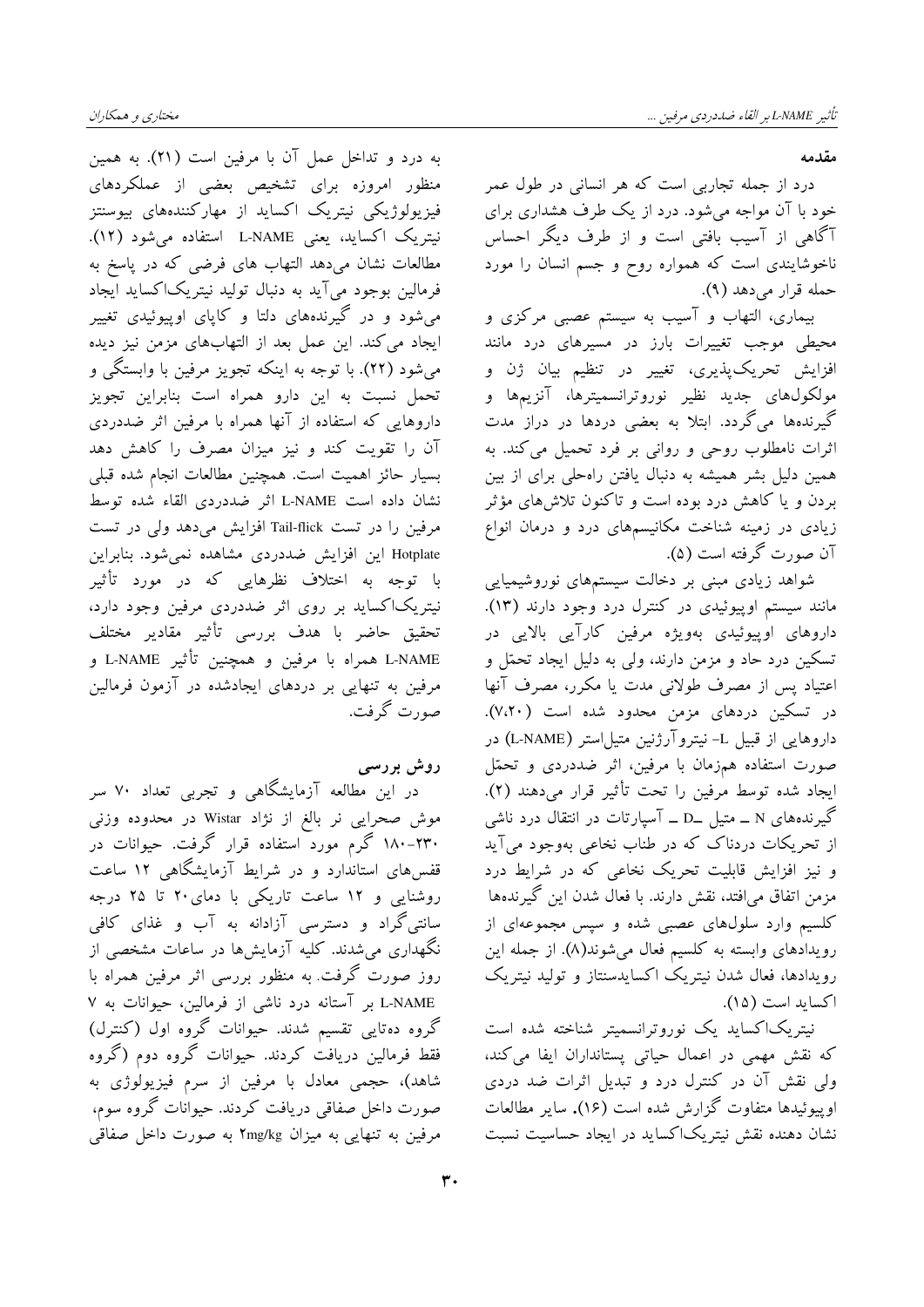## مقدمه

درد از جمله تجاربی است که هر انسانی در طول عمر خود با آن مواجه می‌شود. درد از یک طرف هشداری برای آگاهی از آسیب بافتی است و از طرف دیگر احساس ناخوشایندی است که همواره روح و جسم انسان را مورد حمله قرار می‌دهد (۹).

بیماری، التهاب و آسیب به سیستم عصبی مرکزی و محیطی موجب تغییرات بارز در مسیرهای درد مانند افزایش تحریک‌پذیری، تغییر در تنظیم بیان ژن و مولکول‌های جدید نظیر نوروترانسمیترها، آنزیم‌ها و گیرنده‌ها می‌گردد. ابتلا به بعضی دردها در دراز مدت اثرات نامطلوب روحی و روانی بر فرد تحمیل می‌کند. به همین دلیل بشر همیشه به دنبال یافتن راه‌حلی برای از بین بردن و یا کاهش درد بوده است و تاکنون تلاش‌های مؤثر زیادی در زمینه شناخت مکانیسم‌های درد و درمان انواع آن صورت گرفته است (۵).

شواهد زیادی مبنی بر دخالت سیستم‌های نوروشیمیایی مانند سیستم اوپیوئیدی در کنترل درد وجود دارند (۱۳). داروهای اوپیوئیدی بویژه مرفین کارآیی بالایی در تسکین درد حاد و مزمن دارند، ولی به دلیل ایجاد تحمّل و اعتیاد پس از مصرف طولانی مدت یا مکرر، مصرف آنها در تسکین دردهای مزمن محدود شده است (۷،۲۰). داروهایی از قبیل L- نیتروآرژنین متیل‌استر (L-NAME) در صورت استفاده همزمان با مرفین، اثر ضددردی و تحمّل ایجاد شده توسط مرفین را تحت تأثیر قرار می‌دهند (۲). گیرنده‌های N ـ متیل ـD ـ آسپارتات در انتقال درد ناشی از تحریکات دردناک که در طناب نخاعی به‌وجود می‌آید و نیز افزایش قابلیت تحریک نخاعی که در شرایط درد مزمن اتفاق می‌افتد، نقش دارند. با فعال شدن این گیرنده‌ها کلسیم وارد سلول‌های عصبی شده و سپس مجموعه‌ای از رویدادهای وابسته به کلسیم فعال می‌شوند(۸). از جمله این رویدادها، فعال شدن نیتریک اکسایدسنتاز و تولید نیتریک اکساید است (۱۵).

نیتریک‌اکساید یک نوروترانسمیتر شناخته شده است که نقش مهمی در اعمال حیاتی پستانداران ایفا می‌کند، ولی نقش آن در کنترل درد و تبدیل اثرات ضد دردی اوپیوئیدها متفاوت گزارش شده است (۱۶). سایر مطالعات نشان دهنده نقش نیتریک‌اکساید در ایجاد حساسیت نسبت به درد و تداخل عمل آن با مرفین است (۲۱). به همین منظور امروزه برای تشخیص بعضی از عملکردهای فیزیولوژیکی نیتریک اکساید از مهارکننده‌های بیوسنتز نیتریک اکساید، یعنی L-NAME استفاده می‌شود (۱۲). مطالعات نشان می‌دهد التهاب های فرضی که در پاسخ به فرمالین بوجود می‌آید به دنبال تولید نیتریک‌اکساید ایجاد می‌شود و در گیرنده‌های دلتا و کاپای اوپیوئیدی تغییر ایجاد می‌کند. این عمل بعد از التهاب‌های مزمن نیز دیده می‌شود (۲۲). با توجه به اینکه تجویز مرفین با وابستگی و تحمل نسبت به این دارو همراه است بنابراین تجویز داروهایی که استفاده از آنها همراه با مرفین اثر ضددردی آن را تقویت کند و نیز میزان مصرف را کاهش دهد بسیار حائز اهمیت است. همچنین مطالعات انجام شده قبلی نشان داده است L-NAME اثر ضددردی القاء شده توسط مرفین را در تست Tail-flick افزایش می‌دهد ولی در تست Hotplate این افزایش ضددردی مشاهده نمی‌شود. بنابراین با توجه به اختلاف نظرهایی که در مورد تأثیر نیتریک‌اکساید بر روی اثر ضددردی مرفین وجود دارد، تحقیق حاضر با هدف بررسی تأثیر مقادیر مختلف L-NAME همراه با مرفین و همچنین تأثیر L-NAME و مرفین به تنهایی بر دردهای ایجادشده در آزمون فرمالین صورت گرفت.

## روش بررسی

در این مطالعه آزمایشگاهی و تجربی تعداد ۷۰ سر موش صحرایی نر بالغ از نژاد Wistar در محدوده وزنی ۲۳۰-۱۸۰ گرم مورد استفاده قرار گرفت. حیوانات در قفس‌های استاندارد و در شرایط آزمایشگاهی ۱۲ ساعت روشنایی و ۱۲ ساعت تاریکی با دمای۲۰ تا ۲۵ درجه سانتی‌گراد و دسترسی آزادانه به آب و غذای کافی نگهداری می‌شدند. کلیه آزمایش‌ها در ساعات مشخصی از روز صورت گرفت. به منظور بررسی اثر مرفین همراه با L-NAME بر آستانه درد ناشی از فرمالین، حیوانات به ۷ گروه ده‌تایی تقسیم شدند. حیوانات گروه اول (کنترل) فقط فرمالین دریافت کردند. حیوانات گروه دوم (گروه شاهد)، حجمی معادل با مرفین از سرم فیزیولوژی به صورت داخل صفاقی دریافت کردند. حیوانات گروه سوم، مرفین به تنهایی به میزان ۲mg/kg به صورت داخل صفاقی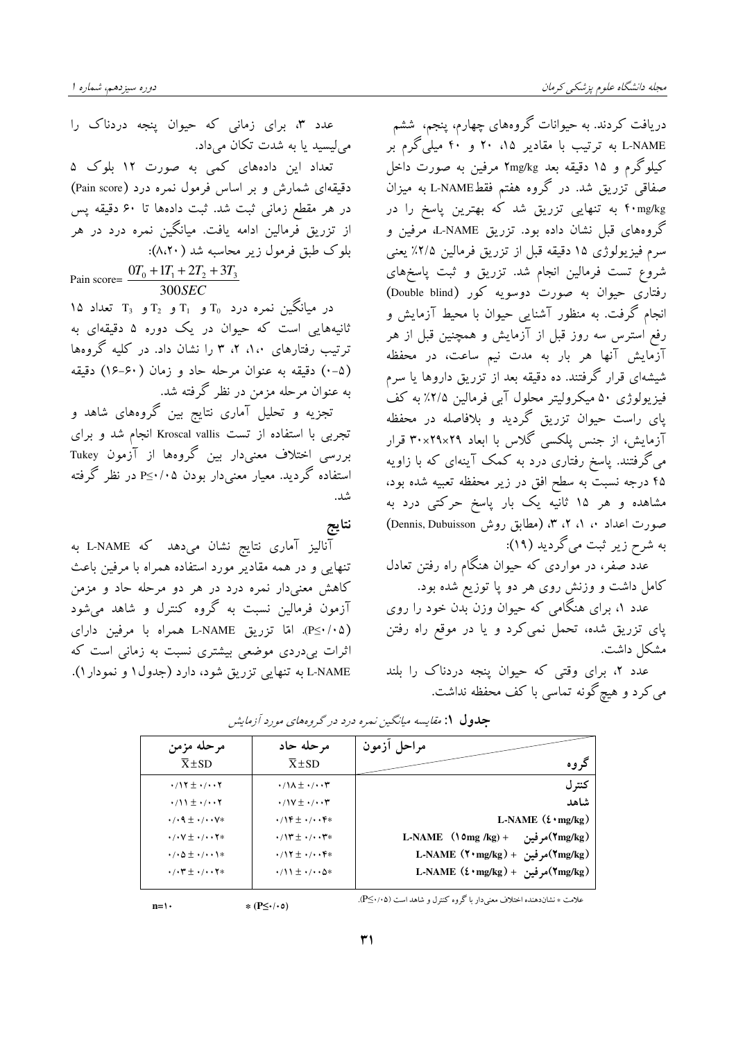دریافت کردند. به حیوانات گروه‌های چهارم، پنجم، ششم L-NAME به ترتیب با مقادیر ۱۵، ۲۰ و ۴۰ میلی‌گرم بر کیلوگرم و ۱۵ دقیقه بعد ۲mg/kg مرفین به صورت داخل صفاقی تزریق شد. در گروه هفتم فقط L-NAME به میزان ۴۰mg/kg به تنهایی تزریق شد که بهترین پاسخ را در گروه‌های قبل نشان داده بود. تزریق L-NAME، مرفین و سرم فیزیولوژی ۱۵ دقیقه قبل از تزریق فرمالین ۲/۵٪ یعنی شروع تست فرمالین انجام شد. تزریق و ثبت پاسخ‌های رفتاری حیوان به صورت دوسویه کور (Double blind) انجام گرفت. به منظور آشنایی حیوان با محیط آزمایش و رفع استرس سه روز قبل از آزمایش و همچنین قبل از هر آزمایش آنها هر بار به مدت نیم ساعت، در محفظه شیشه‌ای قرار گرفتند. ده دقیقه بعد از تزریق داروها یا سرم فیزیولوژی ۵۰ میکرولیتر محلول آبی فرمالین ۲/۵٪ به کف پای راست حیوان تزریق گردید و بلافاصله در محفظه آزمایش، از جنس پلکسی گلاس با ابعاد ۲۹×۲۹×۳۰ قرار می‌گرفتند. پاسخ رفتاری درد به کمک آینه‌ای که با زاویه ۴۵ درجه نسبت به سطح افق در زیر محفظه تعبیه شده بود، مشاهده و هر ۱۵ ثانیه یک بار پاسخ حرکتی درد به صورت اعداد ۰، ۱، ۲، ۳، (مطابق روش Dennis, Dubuisson) به شرح زیر ثبت می‌گردید (۱۹):

عدد صفر، در مواردی که حیوان هنگام راه رفتن تعادل کامل داشت و وزنش روی هر دو پا توزیع شده بود.

عدد ۱، برای هنگامی که حیوان وزن بدن خود را روی پای تزریق شده، تحمل نمی‌کرد و یا در موقع راه رفتن مشکل داشت.

عدد ۲، برای وقتی که حیوان پنجه دردناک را بلند می‌کرد و هیچ‌گونه تماسی با کف محفظه نداشت.

عدد ۳، برای زمانی که حیوان پنجه دردناک را می‌لیسید یا به شدت تکان می‌داد.

تعداد این داده‌های کمی به صورت ۱۲ بلوک ۵ دقیقه‌ای شمارش و بر اساس فرمول نمره درد (Pain score) در هر مقطع زمانی ثبت شد. ثبت داده‌ها تا ۶۰ دقیقه پس از تزریق فرمالین ادامه یافت. میانگین نمره درد در هر بلوک طبق فرمول زیر محاسبه شد (۸،۲۰):

$$\text{Pain score}=\frac{0T_0+1T_1+2T_2+3T_3}{300SEC}$$

در میانگین نمره درد $T_0$ و $T_1$ و $T_2$ و $T_3$ تعداد ۱۵ ثانیه‌هایی است که حیوان در یک دوره ۵ دقیقه‌ای به ترتیب رفتارهای ۰، ۱، ۲، ۳ را نشان داد. در کلیه گروه‌ها (۰-۵) دقیقه به عنوان مرحله حاد و زمان (۶۰-۱۶) دقیقه به عنوان مرحله مزمن در نظر گرفته شد.

تجزیه و تحلیل آماری نتایج بین گروه‌های شاهد و تجربی با استفاده از تست Kroscal vallis انجام شد و برای بررسی اختلاف معنی‌دار بین گروه‌ها از آزمون Tukey استفاده گردید. معیار معنی‌دار بودن $P \leq 0/05$ در نظر گرفته شد.

## نتایج

آنالیز آماری نتایج نشان می‌دهد که L-NAME به تنهایی و در همه مقادیر مورد استفاده همراه با مرفین باعث کاهش معنی‌دار نمره درد در هر دو مرحله حاد و مزمن آزمون فرمالین نسبت به گروه کنترل و شاهد می‌شود ($P \leq 0/05$)، امّا تزریق L-NAME همراه با مرفین دارای اثرات بی‌دردی موضعی بیشتری نسبت به زمانی است که L-NAME به تنهایی تزریق شود، دارد (جدول۱ و نمودار۱).

**جدول ۱:** *مقایسه میانگین نمره درد در گروه‌های مورد آزمایش*

| گروه / مراحل آزمون | مرحله حاد $\overline{X}\pm SD$ | مرحله مزمن $\overline{X}\pm SD$ |
|---|---|---|
| کنترل | ۰/۰۰۳ ± ۰/۱۸ | ۰/۰۰۲ ± ۰/۱۲ |
| شاهد | ۰/۰۰۳ ± ۰/۱۷ | ۰/۰۰۲ ± ۰/۱۱ |
| L-NAME (۴۰mg/kg) | *۰/۰۰۴ ± ۰/۱۴ | *۰/۰۰۷ ± ۰/۰۹ |
| L-NAME (۱۵mg/kg) + مرفین(۲mg/kg) | *۰/۰۰۳ ± ۰/۱۳ | *۰/۰۰۲ ± ۰/۰۷ |
| L-NAME (۲۰mg/kg) + مرفین(۲mg/kg) | *۰/۰۰۴ ± ۰/۱۲ | *۰/۰۰۱ ± ۰/۰۵ |
| L-NAME (۴۰mg/kg) + مرفین(۲mg/kg) | *۰/۰۰۵ ± ۰/۱۱ | *۰/۰۰۲ ± ۰/۰۳ |

علامت * نشان‌دهنده اختلاف معنی‌دار با گروه کنترل و شاهد است ($P \leq 0/05$).

* ($P \leq 0/05$)　　n=۱۰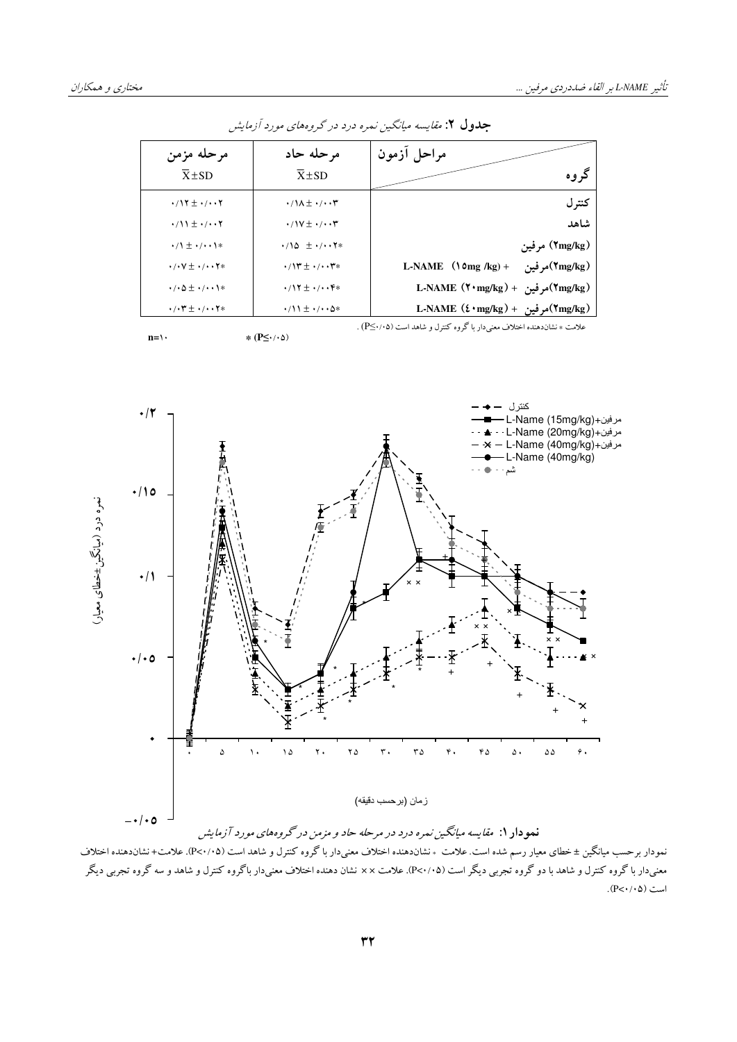**جدول ۲:** *مقایسه میانگین نمره درد در گروه‌های مورد آزمایش*

| گروه / مراحل آزمون | مرحله حاد $\overline{X}\pm SD$ | مرحله مزمن $\overline{X}\pm SD$ |
|---|---|---|
| کنترل | ۰/۱۸ ± ۰/۰۰۳ | ۰/۱۲ ± ۰/۰۰۲ |
| شاهد | ۰/۱۷ ± ۰/۰۰۳ | ۰/۱۱ ± ۰/۰۰۲ |
| (۲mg/kg) مرفین | ۰/۱۵ ± ۰/۰۰۲* | ۰/۱ ± ۰/۰۰۱* |
| (۲mg/kg)مرفین + L-NAME (۱۵mg /kg) | ۰/۱۳ ± ۰/۰۰۳* | ۰/۰۷ ± ۰/۰۰۲* |
| (۲mg/kg)مرفین + L-NAME (۲۰mg/kg) | ۰/۱۲ ± ۰/۰۰۴* | ۰/۰۵ ± ۰/۰۰۱* |
| (۲mg/kg)مرفین + L-NAME (۴۰mg/kg) | ۰/۱۱ ± ۰/۰۰۵* | ۰/۰۳ ± ۰/۰۰۲* |

علامت * نشان‌دهنده اختلاف معنی‌دار با گروه کنترل و شاهد است (P≤۰/۰۵) .

n=۱۰ &nbsp;&nbsp;&nbsp;&nbsp; * (P≤۰/۰۵)

**نمودار ۱:** *مقایسه میانگین نمره درد در مرحله حاد و مزمن در گروه‌های مورد آزمایش*

نمودار برحسب میانگین ± خطای معیار رسم شده است. علامت * نشان‌دهنده اختلاف معنی‌دار با گروه کنترل و شاهد است (P<۰/۰۵). علامت+ نشان‌دهنده اختلاف معنی‌دار با گروه کنترل و شاهد با دو گروه تجربی دیگر است (P<۰/۰۵). علامت × × نشان دهنده اختلاف معنی‌دار باگروه کنترل و شاهد و سه گروه تجربی دیگر است (P<۰/۰۵).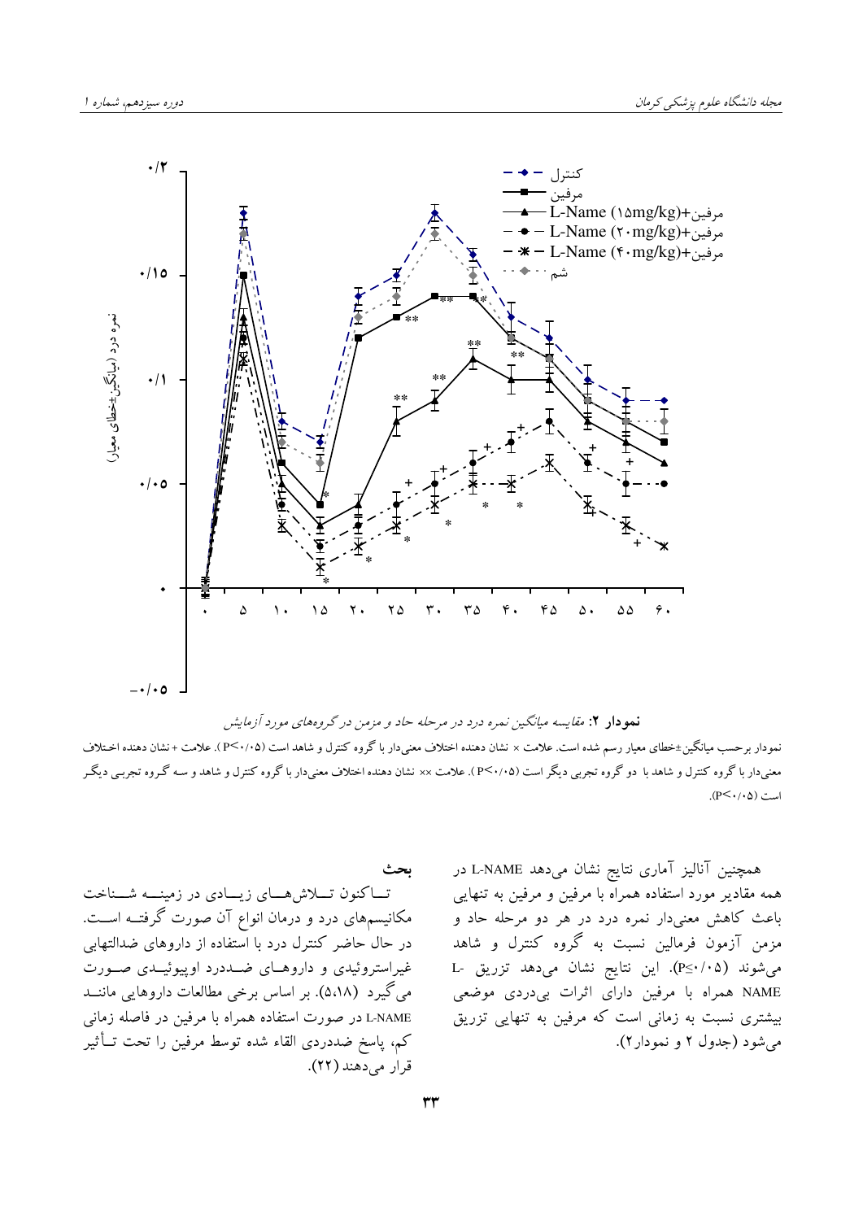**نمودار ۲:** *مقایسه میانگین نمره درد در مرحله حاد و مزمن در گروه‌های مورد آزمایش*

نمودار برحسب میانگین±خطای معیار رسم شده است. علامت × نشان دهنده اختلاف معنی‌دار با گروه کنترل و شاهد است (P<۰/۰۵). علامت + نشان دهنده اختلاف معنی‌دار با گروه کنترل و شاهد با دو گروه تجربی دیگر است (P<۰/۰۵). علامت ×× نشان دهنده اختلاف معنی‌دار با گروه کنترل و شاهد و سه گروه تجربی دیگر است (P<۰/۰۵).

همچنین آنالیز آماری نتایج نشان می‌دهد L-NAME در همه مقادیر مورد استفاده همراه با مرفین و مرفین به تنهایی باعث کاهش معنی‌دار نمره درد در هر دو مرحله حاد و مزمن آزمون فرمالین نسبت به گروه کنترل و شاهد می‌شوند (P≤۰/۰۵). این نتایج نشان می‌دهد تزریق L-NAME همراه با مرفین دارای اثرات بی‌دردی موضعی بیشتری نسبت به زمانی است که مرفین به تنهایی تزریق می‌شود (جدول ۲ و نمودار۲).

## بحث

تاکنون تلاش‌های زیادی در زمینه شناخت مکانیسم‌های درد و درمان انواع آن صورت گرفته است. در حال حاضر کنترل درد با استفاده از داروهای ضدالتهابی غیراستروئیدی و داروهای ضددرد اوپیوئیدی صورت می‌گیرد (۵،۱۸). بر اساس برخی مطالعات داروهایی مانند L-NAME در صورت استفاده همراه با مرفین در فاصله زمانی کم، پاسخ ضددردی القاء شده توسط مرفین را تحت تأثیر قرار می‌دهند (۲۲).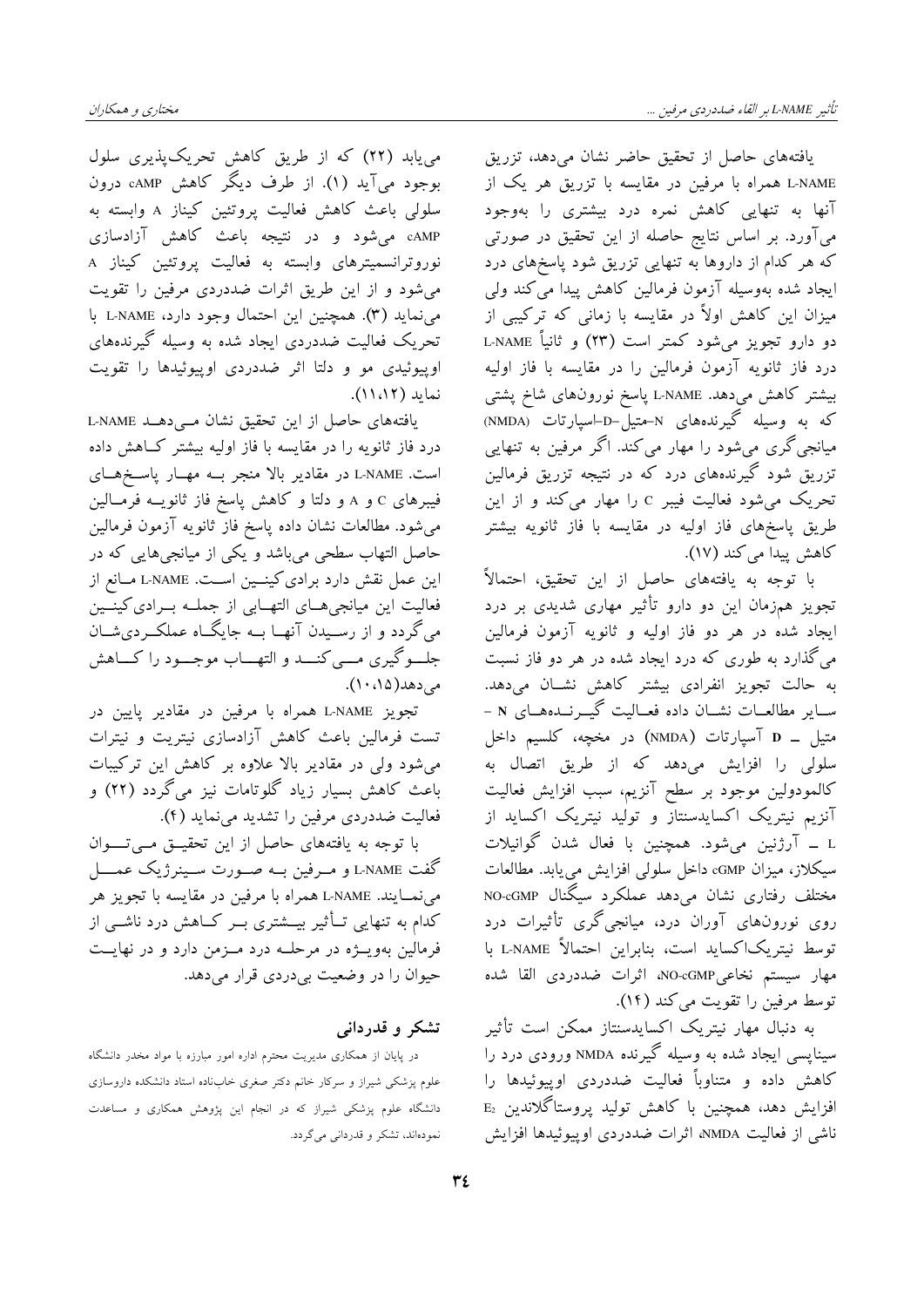یافته‌های حاصل از تحقیق حاضر نشان می‌دهد، تزریق L-NAME همراه با مرفین در مقایسه با تزریق هر یک از آنها به تنهایی کاهش نمره درد بیشتری را به‌وجود می‌آورد. بر اساس نتایج حاصله از این تحقیق در صورتی که هر کدام از داروها به تنهایی تزریق شود پاسخ‌های درد ایجاد شده به‌وسیله آزمون فرمالین کاهش پیدا می‌کند ولی میزان این کاهش اولاً در مقایسه با زمانی که ترکیبی از دو دارو تجویز می‌شود کمتر است (۲۳) و ثانیاً L-NAME درد فاز ثانویه آزمون فرمالین را در مقایسه با فاز اولیه بیشتر کاهش می‌دهد. L-NAME پاسخ نورون‌های شاخ پشتی که به وسیله گیرنده‌های N–متیل–D–اسپارتات (NMDA) میانجی‌گری می‌شود را مهار می‌کند. اگر مرفین به تنهایی تزریق شود گیرنده‌های درد که در نتیجه تزریق فرمالین تحریک می‌شود فعالیت فیبر C را مهار می‌کند و از این طریق پاسخ‌های فاز اولیه در مقایسه با فاز ثانویه بیشتر کاهش پیدا می‌کند (۱۷).

با توجه به یافته‌های حاصل از این تحقیق، احتمالاً تجویز همزمان این دو دارو تأثیر مهاری شدیدی بر درد ایجاد شده در هر دو فاز اولیه و ثانویه آزمون فرمالین می‌گذارد به طوری که درد ایجاد شده در هر دو فاز نسبت به حالت تجویز انفرادی بیشتر کاهش نشان می‌دهد. سایر مطالعات نشان داده فعالیت گیرنده‌های N – متیل – D آسپارتات (NMDA) در مخچه، کلسیم داخل سلولی را افزایش می‌دهد که از طریق اتصال به کالمودولین موجود بر سطح آنزیم، سبب افزایش فعالیت آنزیم نیتریک اکسایدسنتاز و تولید نیتریک اکساید از L – آرژنین می‌شود. همچنین با فعال شدن گوانیلات سیکلاز، میزان cGMP داخل سلولی افزایش می‌یابد. مطالعات مختلف رفتاری نشان می‌دهد عملکرد سیگنال NO-cGMP روی نورون‌های آوران درد، میانجی‌گری تأثیرات درد توسط نیتریک‌اکساید است، بنابراین احتمالاً L-NAME با مهار سیستم نخاعی NO-cGMP، اثرات ضددردی القا شده توسط مرفین را تقویت می‌کند (۱۴).

به دنبال مهار نیتریک اکسایدسنتاز ممکن است تأثیر سیناپسی ایجاد شده به وسیله گیرنده NMDA ورودی درد را کاهش داده و متناوباً فعالیت ضددردی اوپیوئیدها را افزایش دهد، همچنین با کاهش تولید پروستاگلاندین $E_2$ ناشی از فعالیت NMDA، اثرات ضددردی اوپیوئیدها افزایش می‌یابد (۲۲) که از طریق کاهش تحریک‌پذیری سلول بوجود می‌آید (۱). از طرف دیگر کاهش cAMP درون سلولی باعث کاهش فعالیت پروتئین کیناز A وابسته به cAMP می‌شود و در نتیجه باعث کاهش آزادسازی نوروترانسمیترهای وابسته به فعالیت پروتئین کیناز A می‌شود و از این طریق اثرات ضددردی مرفین را تقویت می‌نماید (۳). همچنین این احتمال وجود دارد، L-NAME با تحریک فعالیت ضددردی ایجاد شده به وسیله گیرنده‌های اوپیوئیدی مو و دلتا اثر ضددردی اوپیوئیدها را تقویت نماید (۱۱،۱۲).

یافته‌های حاصل از این تحقیق نشان می‌دهد L-NAME درد فاز ثانویه را در مقایسه با فاز اولیه بیشتر کاهش داده است. L-NAME در مقادیر بالا منجر به مهار پاسخ‌های فیبرهای C و A و دلتا و کاهش پاسخ فاز ثانویه فرمالین می‌شود. مطالعات نشان داده پاسخ فاز ثانویه آزمون فرمالین حاصل التهاب سطحی می‌باشد و یکی از میانجی‌هایی که در این عمل نقش دارد برادی‌کینین است. L-NAME مانع از فعالیت این میانجی‌های التهابی از جمله برادی‌کینین می‌گردد و از رسیدن آنها به جایگاه عملکردی‌شان جلوگیری می‌کند و التهاب موجود را کاهش می‌دهد (۱۰،۱۵).

تجویز L-NAME همراه با مرفین در مقادیر پایین در تست فرمالین باعث کاهش آزادسازی نیتریت و نیترات می‌شود ولی در مقادیر بالا علاوه بر کاهش این ترکیبات باعث کاهش بسیار زیاد گلوتامات نیز می‌گردد (۲۲) و فعالیت ضددردی مرفین را تشدید می‌نماید (۴).

با توجه به یافته‌های حاصل از این تحقیق می‌توان گفت L-NAME و مرفین به صورت سینرژیک عمل می‌نمایند. L-NAME همراه با مرفین در مقایسه با تجویز هر کدام به تنهایی تأثیر بیشتری بر کاهش درد ناشی از فرمالین بویژه در مرحله درد مزمن دارد و در نهایت حیوان را در وضعیت بی‌دردی قرار می‌دهد.

## تشکر و قدردانی

در پایان از همکاری مدیریت محترم اداره امور مبارزه با مواد مخدر دانشگاه علوم پزشکی شیراز و سرکار خانم دکتر صغری خاب‌ناده استاد دانشکده داروسازی دانشگاه علوم پزشکی شیراز که در انجام این پژوهش همکاری و مساعدت نموده‌اند، تشکر و قدردانی می‌گردد.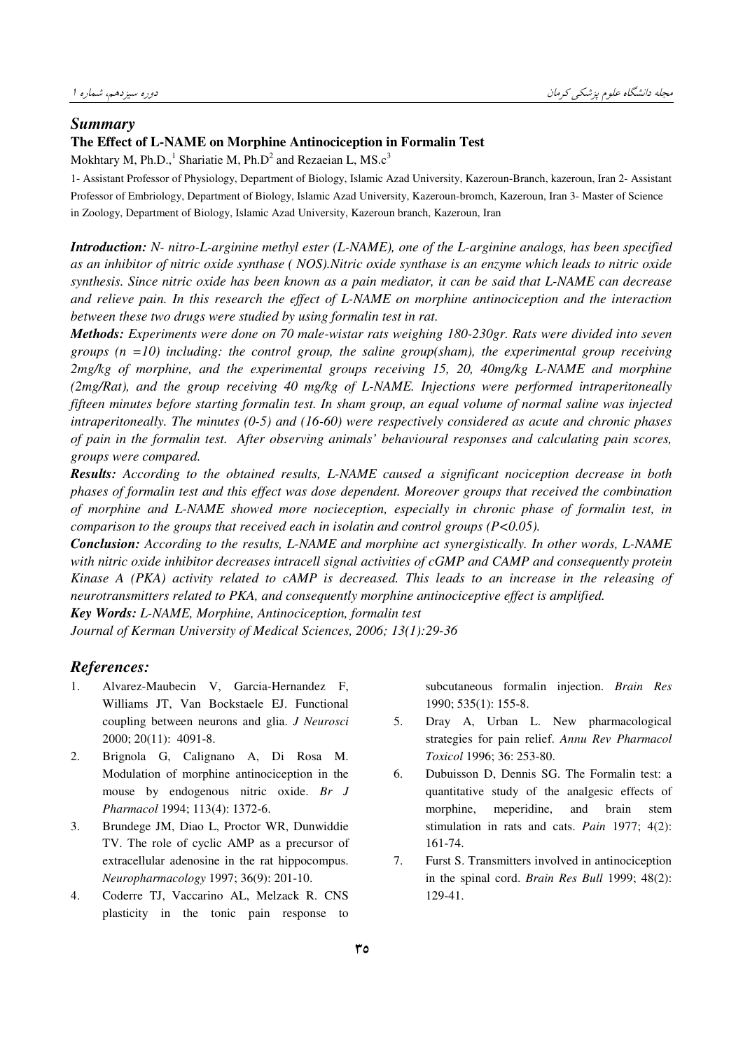## *Summary*

### The Effect of L-NAME on Morphine Antinociception in Formalin Test

Mokhtary M, Ph.D.,[1] Shariatie M, Ph.D[2] and Rezaeian L, MS.c[3]

1- Assistant Professor of Physiology, Department of Biology, Islamic Azad University, Kazeroun-Branch, kazeroun, Iran 2- Assistant Professor of Embriology, Department of Biology, Islamic Azad University, Kazeroun-bromch, Kazeroun, Iran 3- Master of Science in Zoology, Department of Biology, Islamic Azad University, Kazeroun branch, Kazeroun, Iran

***Introduction:*** *N- nitro-L-arginine methyl ester (L-NAME), one of the L-arginine analogs, has been specified as an inhibitor of nitric oxide synthase ( NOS).Nitric oxide synthase is an enzyme which leads to nitric oxide synthesis. Since nitric oxide has been known as a pain mediator, it can be said that L-NAME can decrease and relieve pain. In this research the effect of L-NAME on morphine antinociception and the interaction between these two drugs were studied by using formalin test in rat.*

***Methods:*** *Experiments were done on 70 male-wistar rats weighing 180-230gr. Rats were divided into seven groups (n =10) including: the control group, the saline group(sham), the experimental group receiving 2mg/kg of morphine, and the experimental groups receiving 15, 20, 40mg/kg L-NAME and morphine (2mg/Rat), and the group receiving 40 mg/kg of L-NAME. Injections were performed intraperitoneally fifteen minutes before starting formalin test. In sham group, an equal volume of normal saline was injected intraperitoneally. The minutes (0-5) and (16-60) were respectively considered as acute and chronic phases of pain in the formalin test. After observing animals' behavioural responses and calculating pain scores, groups were compared.*

***Results:*** *According to the obtained results, L-NAME caused a significant nociception decrease in both phases of formalin test and this effect was dose dependent. Moreover groups that received the combination of morphine and L-NAME showed more nocieception, especially in chronic phase of formalin test, in comparison to the groups that received each in isolatin and control groups ($P<0.05$).*

***Conclusion:*** *According to the results, L-NAME and morphine act synergistically. In other words, L-NAME with nitric oxide inhibitor decreases intracell signal activities of cGMP and CAMP and consequently protein Kinase A (PKA) activity related to cAMP is decreased. This leads to an increase in the releasing of neurotransmitters related to PKA, and consequently morphine antinociceptive effect is amplified.*

***Key Words:*** *L-NAME, Morphine, Antinociception, formalin test*

*Journal of Kerman University of Medical Sciences, 2006; 13(1):29-36*

## *References:*

1. Alvarez-Maubecin V, Garcia-Hernandez F, Williams JT, Van Bockstaele EJ. Functional coupling between neurons and glia. *J Neurosci* 2000; 20(11): 4091-8.
2. Brignola G, Calignano A, Di Rosa M. Modulation of morphine antinociception in the mouse by endogenous nitric oxide. *Br J Pharmacol* 1994; 113(4): 1372-6.
3. Brundege JM, Diao L, Proctor WR, Dunwiddie TV. The role of cyclic AMP as a precursor of extracellular adenosine in the rat hippocompus. *Neuropharmacology* 1997; 36(9): 201-10.
4. Coderre TJ, Vaccarino AL, Melzack R. CNS plasticity in the tonic pain response to subcutaneous formalin injection. *Brain Res* 1990; 535(1): 155-8.
5. Dray A, Urban L. New pharmacological strategies for pain relief. *Annu Rev Pharmacol Toxicol* 1996; 36: 253-80.
6. Dubuisson D, Dennis SG. The Formalin test: a quantitative study of the analgesic effects of morphine, meperidine, and brain stem stimulation in rats and cats. *Pain* 1977; 4(2): 161-74.
7. Furst S. Transmitters involved in antinociception in the spinal cord. *Brain Res Bull* 1999; 48(2): 129-41.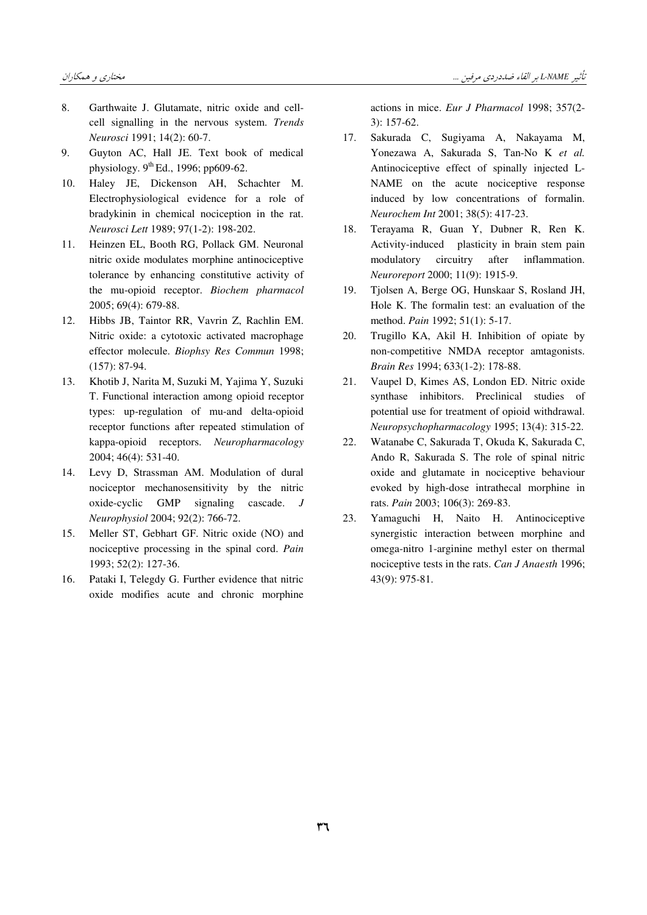8. Garthwaite J. Glutamate, nitric oxide and cell-cell signalling in the nervous system. *Trends Neurosci* 1991; 14(2): 60-7.
9. Guyton AC, Hall JE. Text book of medical physiology. 9th Ed., 1996; pp609-62.
10. Haley JE, Dickenson AH, Schachter M. Electrophysiological evidence for a role of bradykinin in chemical nociception in the rat. *Neurosci Lett* 1989; 97(1-2): 198-202.
11. Heinzen EL, Booth RG, Pollack GM. Neuronal nitric oxide modulates morphine antinociceptive tolerance by enhancing constitutive activity of the mu-opioid receptor. *Biochem pharmacol* 2005; 69(4): 679-88.
12. Hibbs JB, Taintor RR, Vavrin Z, Rachlin EM. Nitric oxide: a cytotoxic activated macrophage effector molecule. *Biophsy Res Commun* 1998; (157): 87-94.
13. Khotib J, Narita M, Suzuki M, Yajima Y, Suzuki T. Functional interaction among opioid receptor types: up-regulation of mu-and delta-opioid receptor functions after repeated stimulation of kappa-opioid receptors. *Neuropharmacology* 2004; 46(4): 531-40.
14. Levy D, Strassman AM. Modulation of dural nociceptor mechanosensitivity by the nitric oxide-cyclic GMP signaling cascade. *J Neurophysiol* 2004; 92(2): 766-72.
15. Meller ST, Gebhart GF. Nitric oxide (NO) and nociceptive processing in the spinal cord. *Pain* 1993; 52(2): 127-36.
16. Pataki I, Telegdy G. Further evidence that nitric oxide modifies acute and chronic morphine actions in mice. *Eur J Pharmacol* 1998; 357(2-3): 157-62.
17. Sakurada C, Sugiyama A, Nakayama M, Yonezawa A, Sakurada S, Tan-No K *et al.* Antinociceptive effect of spinally injected L-NAME on the acute nociceptive response induced by low concentrations of formalin. *Neurochem Int* 2001; 38(5): 417-23.
18. Terayama R, Guan Y, Dubner R, Ren K. Activity-induced plasticity in brain stem pain modulatory circuitry after inflammation. *Neuroreport* 2000; 11(9): 1915-9.
19. Tjolsen A, Berge OG, Hunskaar S, Rosland JH, Hole K. The formalin test: an evaluation of the method. *Pain* 1992; 51(1): 5-17.
20. Trugillo KA, Akil H. Inhibition of opiate by non-competitive NMDA receptor amtagonists. *Brain Res* 1994; 633(1-2): 178-88.
21. Vaupel D, Kimes AS, London ED. Nitric oxide synthase inhibitors. Preclinical studies of potential use for treatment of opioid withdrawal. *Neuropsychopharmacology* 1995; 13(4): 315-22.
22. Watanabe C, Sakurada T, Okuda K, Sakurada C, Ando R, Sakurada S. The role of spinal nitric oxide and glutamate in nociceptive behaviour evoked by high-dose intrathecal morphine in rats. *Pain* 2003; 106(3): 269-83.
23. Yamaguchi H, Naito H. Antinociceptive synergistic interaction between morphine and omega-nitro 1-arginine methyl ester on thermal nociceptive tests in the rats. *Can J Anaesth* 1996; 43(9): 975-81.